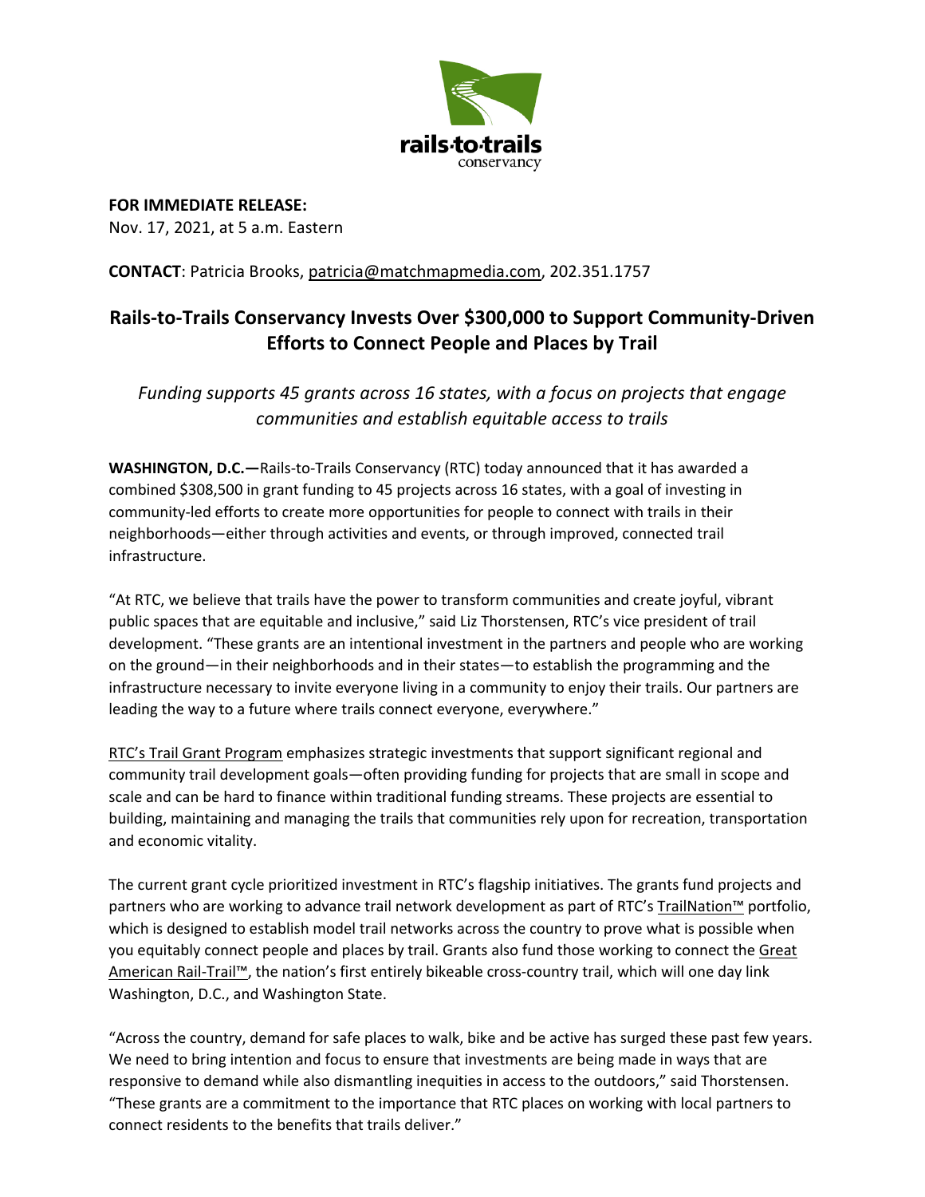**FOR IMMEDIATE RELEASE:**
Nov. 17, 2021, at 5 a.m. Eastern

**CONTACT**: Patricia Brooks, patricia@matchmapmedia.com, 202.351.1757

# Rails-to-Trails Conservancy Invests Over $300,000 to Support Community-Driven Efforts to Connect People and Places by Trail

*Funding supports 45 grants across 16 states, with a focus on projects that engage communities and establish equitable access to trails*

**WASHINGTON, D.C.—**Rails-to-Trails Conservancy (RTC) today announced that it has awarded a combined $308,500 in grant funding to 45 projects across 16 states, with a goal of investing in community-led efforts to create more opportunities for people to connect with trails in their neighborhoods—either through activities and events, or through improved, connected trail infrastructure.

"At RTC, we believe that trails have the power to transform communities and create joyful, vibrant public spaces that are equitable and inclusive," said Liz Thorstensen, RTC's vice president of trail development. "These grants are an intentional investment in the partners and people who are working on the ground—in their neighborhoods and in their states—to establish the programming and the infrastructure necessary to invite everyone living in a community to enjoy their trails. Our partners are leading the way to a future where trails connect everyone, everywhere."

RTC's Trail Grant Program emphasizes strategic investments that support significant regional and community trail development goals—often providing funding for projects that are small in scope and scale and can be hard to finance within traditional funding streams. These projects are essential to building, maintaining and managing the trails that communities rely upon for recreation, transportation and economic vitality.

The current grant cycle prioritized investment in RTC's flagship initiatives. The grants fund projects and partners who are working to advance trail network development as part of RTC's TrailNation™ portfolio, which is designed to establish model trail networks across the country to prove what is possible when you equitably connect people and places by trail. Grants also fund those working to connect the Great American Rail-Trail™, the nation's first entirely bikeable cross-country trail, which will one day link Washington, D.C., and Washington State.

"Across the country, demand for safe places to walk, bike and be active has surged these past few years. We need to bring intention and focus to ensure that investments are being made in ways that are responsive to demand while also dismantling inequities in access to the outdoors," said Thorstensen. "These grants are a commitment to the importance that RTC places on working with local partners to connect residents to the benefits that trails deliver."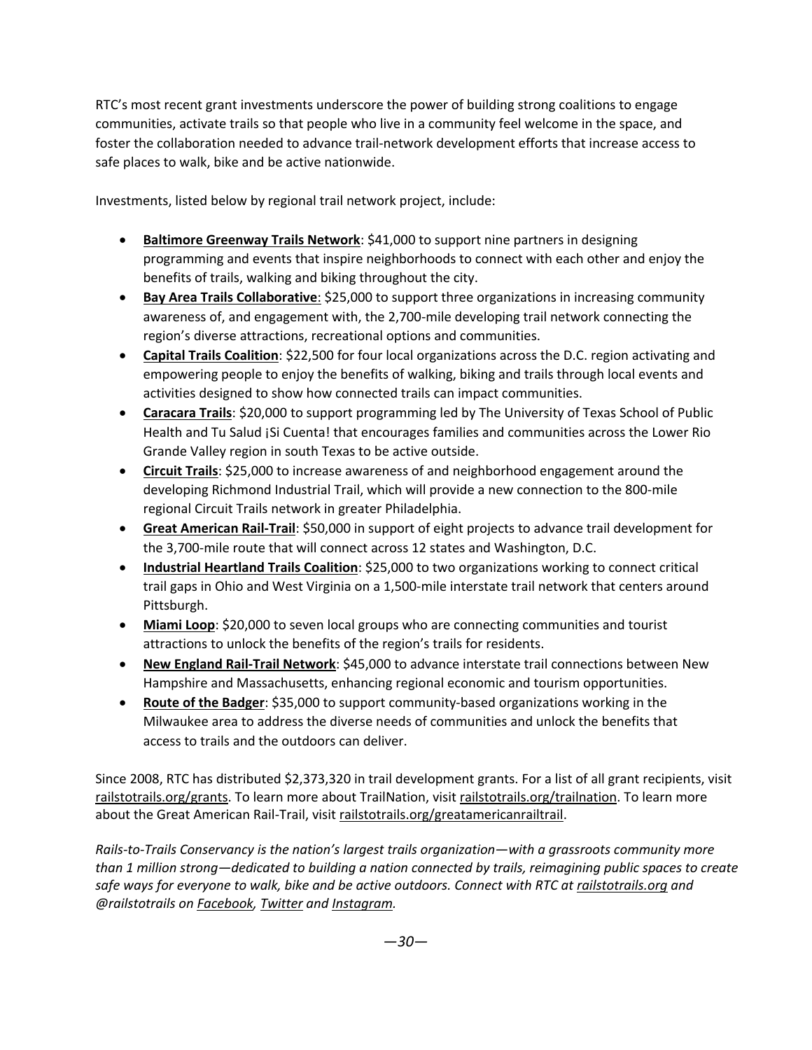RTC's most recent grant investments underscore the power of building strong coalitions to engage communities, activate trails so that people who live in a community feel welcome in the space, and foster the collaboration needed to advance trail-network development efforts that increase access to safe places to walk, bike and be active nationwide.

Investments, listed below by regional trail network project, include:

- **Baltimore Greenway Trails Network**: $41,000 to support nine partners in designing programming and events that inspire neighborhoods to connect with each other and enjoy the benefits of trails, walking and biking throughout the city.
- **Bay Area Trails Collaborative**: $25,000 to support three organizations in increasing community awareness of, and engagement with, the 2,700-mile developing trail network connecting the region's diverse attractions, recreational options and communities.
- **Capital Trails Coalition**: $22,500 for four local organizations across the D.C. region activating and empowering people to enjoy the benefits of walking, biking and trails through local events and activities designed to show how connected trails can impact communities.
- **Caracara Trails**: $20,000 to support programming led by The University of Texas School of Public Health and Tu Salud ¡Si Cuenta! that encourages families and communities across the Lower Rio Grande Valley region in south Texas to be active outside.
- **Circuit Trails**: $25,000 to increase awareness of and neighborhood engagement around the developing Richmond Industrial Trail, which will provide a new connection to the 800-mile regional Circuit Trails network in greater Philadelphia.
- **Great American Rail-Trail**: $50,000 in support of eight projects to advance trail development for the 3,700-mile route that will connect across 12 states and Washington, D.C.
- **Industrial Heartland Trails Coalition**: $25,000 to two organizations working to connect critical trail gaps in Ohio and West Virginia on a 1,500-mile interstate trail network that centers around Pittsburgh.
- **Miami Loop**: $20,000 to seven local groups who are connecting communities and tourist attractions to unlock the benefits of the region's trails for residents.
- **New England Rail-Trail Network**: $45,000 to advance interstate trail connections between New Hampshire and Massachusetts, enhancing regional economic and tourism opportunities.
- **Route of the Badger**: $35,000 to support community-based organizations working in the Milwaukee area to address the diverse needs of communities and unlock the benefits that access to trails and the outdoors can deliver.

Since 2008, RTC has distributed $2,373,320 in trail development grants. For a list of all grant recipients, visit railstotrails.org/grants. To learn more about TrailNation, visit railstotrails.org/trailnation. To learn more about the Great American Rail-Trail, visit railstotrails.org/greatamericanrailtrail.

*Rails-to-Trails Conservancy is the nation's largest trails organization—with a grassroots community more than 1 million strong—dedicated to building a nation connected by trails, reimagining public spaces to create safe ways for everyone to walk, bike and be active outdoors. Connect with RTC at railstotrails.org and @railstotrails on Facebook, Twitter and Instagram.*

*—30—*